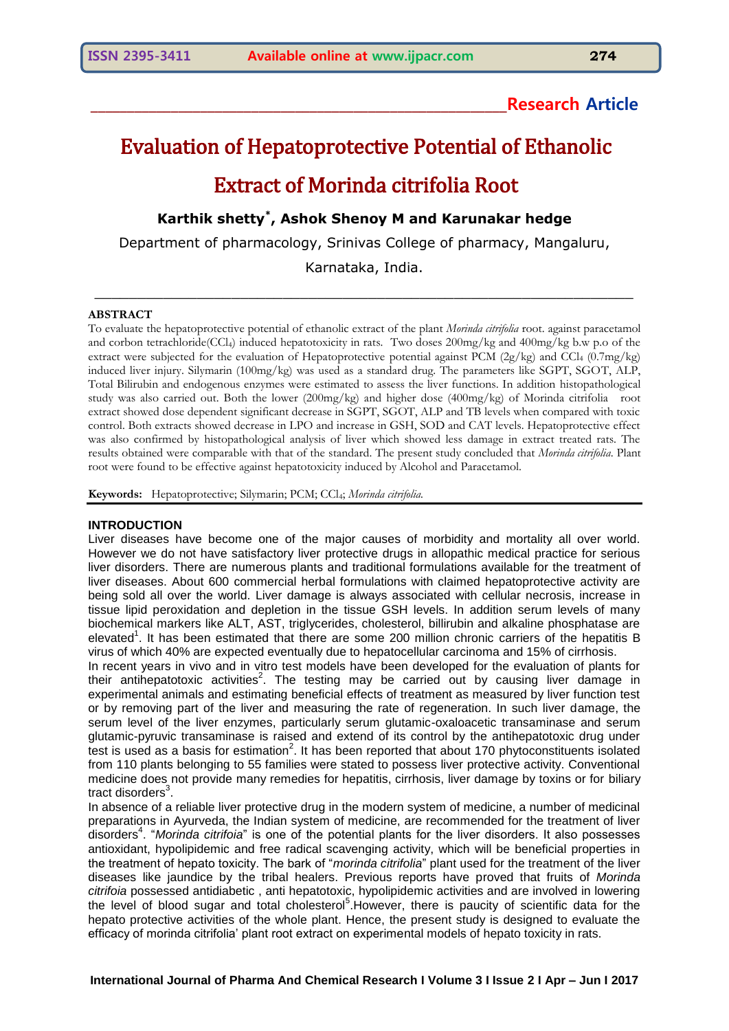Research Article

# Evaluation of Hepatoprotective Potential of Ethanolic Extract of Morinda citrifolia Root

**Karthik shetty*, Ashok Shenoy M and Karunakar hedge**

Department of pharmacology, Srinivas College of pharmacy, Mangaluru, Karnataka, India.

## ABSTRACT

To evaluate the hepatoprotective potential of ethanolic extract of the plant *Morinda citrifolia* root. against paracetamol and corbon tetrachloride($CCl_4$) induced hepatotoxicity in rats. Two doses 200mg/kg and 400mg/kg b.w p.o of the extract were subjected for the evaluation of Hepatoprotective potential against PCM (2g/kg) and $CCl_4$ (0.7mg/kg) induced liver injury. Silymarin (100mg/kg) was used as a standard drug. The parameters like SGPT, SGOT, ALP, Total Bilirubin and endogenous enzymes were estimated to assess the liver functions. In addition histopathological study was also carried out. Both the lower (200mg/kg) and higher dose (400mg/kg) of Morinda citrifolia root extract showed dose dependent significant decrease in SGPT, SGOT, ALP and TB levels when compared with toxic control. Both extracts showed decrease in LPO and increase in GSH, SOD and CAT levels. Hepatoprotective effect was also confirmed by histopathological analysis of liver which showed less damage in extract treated rats. The results obtained were comparable with that of the standard. The present study concluded that *Morinda citrifolia*. Plant root were found to be effective against hepatotoxicity induced by Alcohol and Paracetamol.

**Keywords:** Hepatoprotective; Silymarin; PCM; $CCl_4$; *Morinda citrifolia.*

## INTRODUCTION

Liver diseases have become one of the major causes of morbidity and mortality all over world. However we do not have satisfactory liver protective drugs in allopathic medical practice for serious liver disorders. There are numerous plants and traditional formulations available for the treatment of liver diseases. About 600 commercial herbal formulations with claimed hepatoprotective activity are being sold all over the world. Liver damage is always associated with cellular necrosis, increase in tissue lipid peroxidation and depletion in the tissue GSH levels. In addition serum levels of many biochemical markers like ALT, AST, triglycerides, cholesterol, billirubin and alkaline phosphatase are elevated[1]. It has been estimated that there are some 200 million chronic carriers of the hepatitis B virus of which 40% are expected eventually due to hepatocellular carcinoma and 15% of cirrhosis.

In recent years in vivo and in vitro test models have been developed for the evaluation of plants for their antihepatotoxic activities[2]. The testing may be carried out by causing liver damage in experimental animals and estimating beneficial effects of treatment as measured by liver function test or by removing part of the liver and measuring the rate of regeneration. In such liver damage, the serum level of the liver enzymes, particularly serum glutamic-oxaloacetic transaminase and serum glutamic-pyruvic transaminase is raised and extend of its control by the antihepatotoxic drug under test is used as a basis for estimation[2]. It has been reported that about 170 phytoconstituents isolated from 110 plants belonging to 55 families were stated to possess liver protective activity. Conventional medicine does not provide many remedies for hepatitis, cirrhosis, liver damage by toxins or for biliary tract disorders[3].

In absence of a reliable liver protective drug in the modern system of medicine, a number of medicinal preparations in Ayurveda, the Indian system of medicine, are recommended for the treatment of liver disorders[4]. "*Morinda citrifoia*" is one of the potential plants for the liver disorders. It also possesses antioxidant, hypolipidemic and free radical scavenging activity, which will be beneficial properties in the treatment of hepato toxicity. The bark of "*morinda citrifolia*" plant used for the treatment of the liver diseases like jaundice by the tribal healers. Previous reports have proved that fruits of *Morinda citrifoia* possessed antidiabetic , anti hepatotoxic, hypolipidemic activities and are involved in lowering the level of blood sugar and total cholesterol[5].However, there is paucity of scientific data for the hepato protective activities of the whole plant. Hence, the present study is designed to evaluate the efficacy of morinda citrifolia' plant root extract on experimental models of hepato toxicity in rats.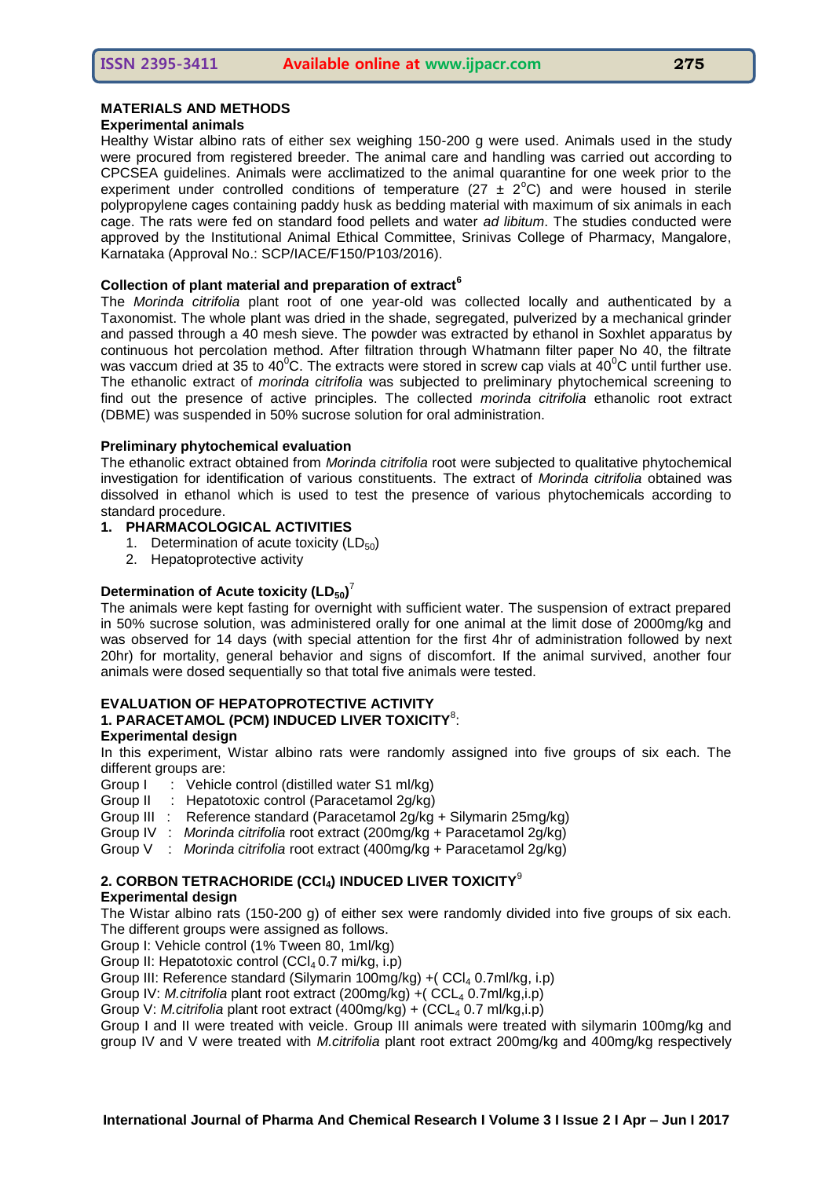## MATERIALS AND METHODS

### Experimental animals

Healthy Wistar albino rats of either sex weighing 150-200 g were used. Animals used in the study were procured from registered breeder. The animal care and handling was carried out according to CPCSEA guidelines. Animals were acclimatized to the animal quarantine for one week prior to the experiment under controlled conditions of temperature (27 ± 2°C) and were housed in sterile polypropylene cages containing paddy husk as bedding material with maximum of six animals in each cage. The rats were fed on standard food pellets and water *ad libitum*. The studies conducted were approved by the Institutional Animal Ethical Committee, Srinivas College of Pharmacy, Mangalore, Karnataka (Approval No.: SCP/IACE/F150/P103/2016).

### Collection of plant material and preparation of extract[6]

The *Morinda citrifolia* plant root of one year-old was collected locally and authenticated by a Taxonomist. The whole plant was dried in the shade, segregated, pulverized by a mechanical grinder and passed through a 40 mesh sieve. The powder was extracted by ethanol in Soxhlet apparatus by continuous hot percolation method. After filtration through Whatmann filter paper No 40, the filtrate was vaccum dried at 35 to 40°C. The extracts were stored in screw cap vials at 40°C until further use. The ethanolic extract of *morinda citrifolia* was subjected to preliminary phytochemical screening to find out the presence of active principles. The collected *morinda citrifolia* ethanolic root extract (DBME) was suspended in 50% sucrose solution for oral administration.

### Preliminary phytochemical evaluation

The ethanolic extract obtained from *Morinda citrifolia* root were subjected to qualitative phytochemical investigation for identification of various constituents. The extract of *Morinda citrifolia* obtained was dissolved in ethanol which is used to test the presence of various phytochemicals according to standard procedure.

1. **PHARMACOLOGICAL ACTIVITIES**
    1. Determination of acute toxicity ($LD_{50}$)
    2. Hepatoprotective activity

### Determination of Acute toxicity ($LD_{50}$)[7]

The animals were kept fasting for overnight with sufficient water. The suspension of extract prepared in 50% sucrose solution, was administered orally for one animal at the limit dose of 2000mg/kg and was observed for 14 days (with special attention for the first 4hr of administration followed by next 20hr) for mortality, general behavior and signs of discomfort. If the animal survived, another four animals were dosed sequentially so that total five animals were tested.

## EVALUATION OF HEPATOPROTECTIVE ACTIVITY

### 1. PARACETAMOL (PCM) INDUCED LIVER TOXICITY[8]:

**Experimental design**

In this experiment, Wistar albino rats were randomly assigned into five groups of six each. The different groups are:

Group I : Vehicle control (distilled water S1 ml/kg)
Group II : Hepatotoxic control (Paracetamol 2g/kg)
Group III : Reference standard (Paracetamol 2g/kg + Silymarin 25mg/kg)
Group IV : *Morinda citrifolia* root extract (200mg/kg + Paracetamol 2g/kg)
Group V : *Morinda citrifolia* root extract (400mg/kg + Paracetamol 2g/kg)

### 2. CORBON TETRACHORIDE ($CCl_4$) INDUCED LIVER TOXICITY[9]

**Experimental design**

The Wistar albino rats (150-200 g) of either sex were randomly divided into five groups of six each. The different groups were assigned as follows.

Group I: Vehicle control (1% Tween 80, 1ml/kg)
Group II: Hepatotoxic control ($CCl_4$ 0.7 mi/kg, i.p)
Group III: Reference standard (Silymarin 100mg/kg) +( $CCl_4$ 0.7ml/kg, i.p)
Group IV: *M.citrifolia* plant root extract (200mg/kg) +( $CCL_4$ 0.7ml/kg,i.p)
Group V: *M.citrifolia* plant root extract (400mg/kg) + ($CCL_4$ 0.7 ml/kg,i.p)

Group I and II were treated with veicle. Group III animals were treated with silymarin 100mg/kg and group IV and V were treated with *M.citrifolia* plant root extract 200mg/kg and 400mg/kg respectively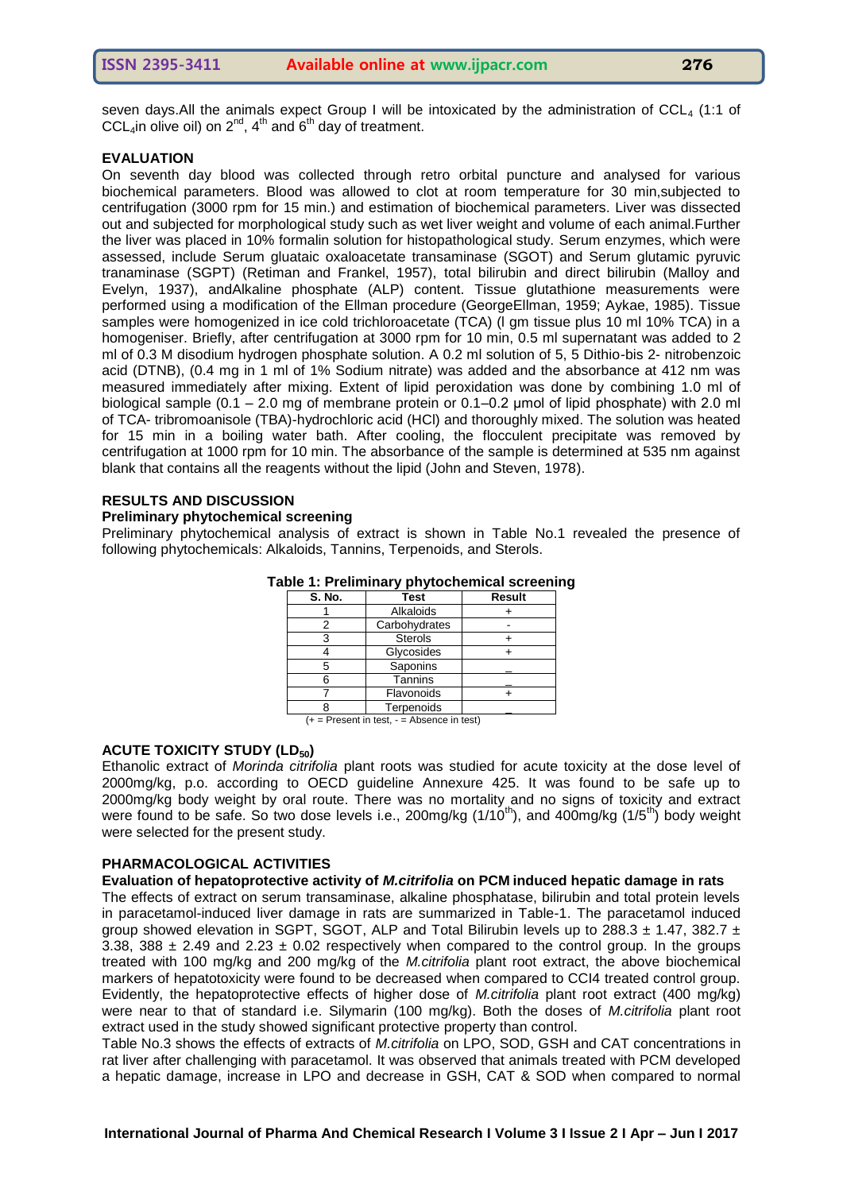seven days.All the animals expect Group I will be intoxicated by the administration of $CCL_4$ (1:1 of $CCL_4$in olive oil) on $2^{nd}$, $4^{th}$ and $6^{th}$ day of treatment.

## EVALUATION

On seventh day blood was collected through retro orbital puncture and analysed for various biochemical parameters. Blood was allowed to clot at room temperature for 30 min,subjected to centrifugation (3000 rpm for 15 min.) and estimation of biochemical parameters. Liver was dissected out and subjected for morphological study such as wet liver weight and volume of each animal.Further the liver was placed in 10% formalin solution for histopathological study. Serum enzymes, which were assessed, include Serum gluataic oxaloacetate transaminase (SGOT) and Serum glutamic pyruvic tranaminase (SGPT) (Retiman and Frankel, 1957), total bilirubin and direct bilirubin (Malloy and Evelyn, 1937), andAlkaline phosphate (ALP) content. Tissue glutathione measurements were performed using a modification of the Ellman procedure (GeorgeEllman, 1959; Aykae, 1985). Tissue samples were homogenized in ice cold trichloroacetate (TCA) (l gm tissue plus 10 ml 10% TCA) in a homogeniser. Briefly, after centrifugation at 3000 rpm for 10 min, 0.5 ml supernatant was added to 2 ml of 0.3 M disodium hydrogen phosphate solution. A 0.2 ml solution of 5, 5 Dithio-bis 2- nitrobenzoic acid (DTNB), (0.4 mg in 1 ml of 1% Sodium nitrate) was added and the absorbance at 412 nm was measured immediately after mixing. Extent of lipid peroxidation was done by combining 1.0 ml of biological sample (0.1 – 2.0 mg of membrane protein or 0.1–0.2 μmol of lipid phosphate) with 2.0 ml of TCA- tribromoanisole (TBA)-hydrochloric acid (HCl) and thoroughly mixed. The solution was heated for 15 min in a boiling water bath. After cooling, the flocculent precipitate was removed by centrifugation at 1000 rpm for 10 min. The absorbance of the sample is determined at 535 nm against blank that contains all the reagents without the lipid (John and Steven, 1978).

## RESULTS AND DISCUSSION

### Preliminary phytochemical screening

Preliminary phytochemical analysis of extract is shown in Table No.1 revealed the presence of following phytochemicals: Alkaloids, Tannins, Terpenoids, and Sterols.

**Table 1: Preliminary phytochemical screening**

| S. No. | Test | Result |
|---|---|---|
| 1 | Alkaloids | + |
| 2 | Carbohydrates | - |
| 3 | Sterols | + |
| 4 | Glycosides | + |
| 5 | Saponins | _ |
| 6 | Tannins | _ |
| 7 | Flavonoids | + |
| 8 | Terpenoids | _ |

(+ = Present in test, - = Absence in test)

## ACUTE TOXICITY STUDY ($LD_{50}$)

Ethanolic extract of *Morinda citrifolia* plant roots was studied for acute toxicity at the dose level of 2000mg/kg, p.o. according to OECD guideline Annexure 425. It was found to be safe up to 2000mg/kg body weight by oral route. There was no mortality and no signs of toxicity and extract were found to be safe. So two dose levels i.e., 200mg/kg ($1/10^{th}$), and 400mg/kg ($1/5^{th}$) body weight were selected for the present study.

## PHARMACOLOGICAL ACTIVITIES

### Evaluation of hepatoprotective activity of *M.citrifolia* on PCM induced hepatic damage in rats

The effects of extract on serum transaminase, alkaline phosphatase, bilirubin and total protein levels in paracetamol-induced liver damage in rats are summarized in Table-1. The paracetamol induced group showed elevation in SGPT, SGOT, ALP and Total Bilirubin levels up to 288.3 ± 1.47, 382.7 ± 3.38, 388 ± 2.49 and 2.23 ± 0.02 respectively when compared to the control group. In the groups treated with 100 mg/kg and 200 mg/kg of the *M.citrifolia* plant root extract, the above biochemical markers of hepatotoxicity were found to be decreased when compared to CCl4 treated control group. Evidently, the hepatoprotective effects of higher dose of *M.citrifolia* plant root extract (400 mg/kg) were near to that of standard i.e. Silymarin (100 mg/kg). Both the doses of *M.citrifolia* plant root extract used in the study showed significant protective property than control.

Table No.3 shows the effects of extracts of *M.citrifolia* on LPO, SOD, GSH and CAT concentrations in rat liver after challenging with paracetamol. It was observed that animals treated with PCM developed a hepatic damage, increase in LPO and decrease in GSH, CAT & SOD when compared to normal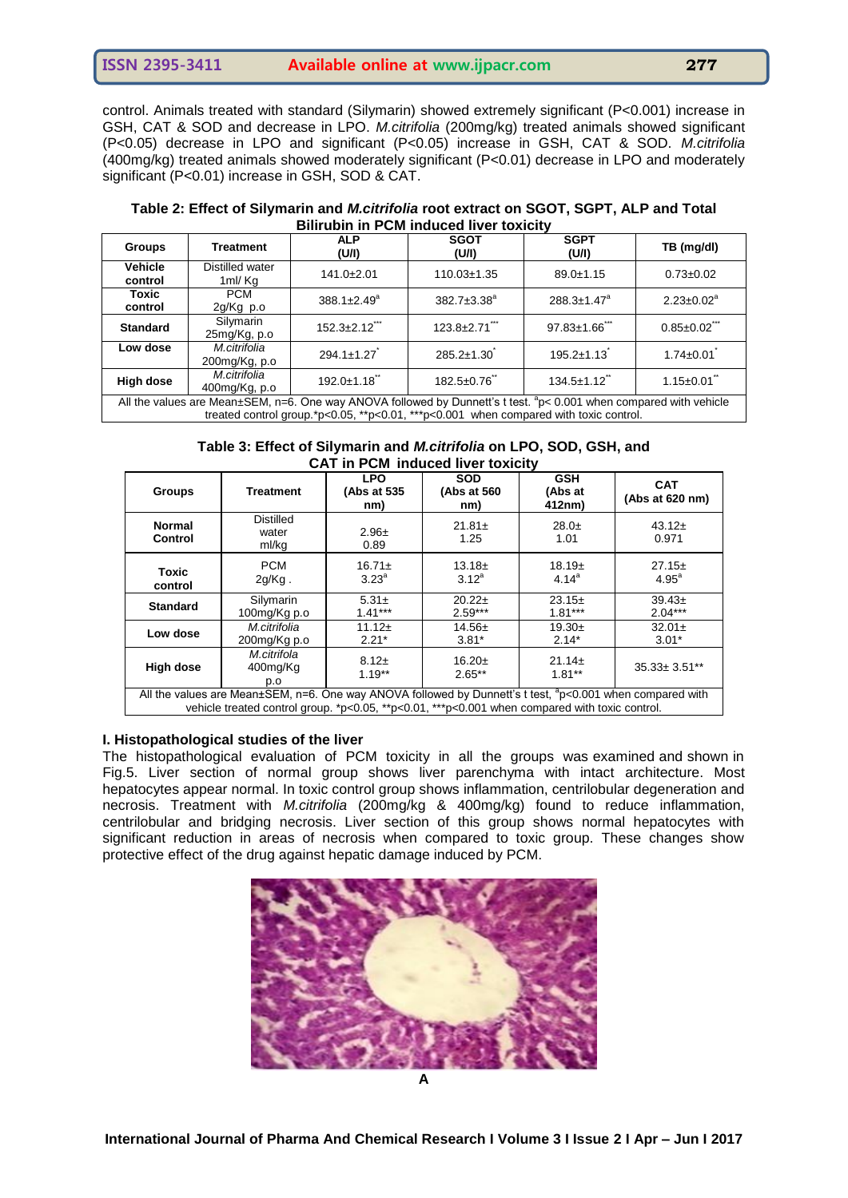control. Animals treated with standard (Silymarin) showed extremely significant ($P<0.001$) increase in GSH, CAT & SOD and decrease in LPO. *M.citrifolia* (200mg/kg) treated animals showed significant ($P<0.05$) decrease in LPO and significant ($P<0.05$) increase in GSH, CAT & SOD. *M.citrifolia* (400mg/kg) treated animals showed moderately significant ($P<0.01$) decrease in LPO and moderately significant ($P<0.01$) increase in GSH, SOD & CAT.

**Table 2: Effect of Silymarin and *M.citrifolia* root extract on SGOT, SGPT, ALP and Total Bilirubin in PCM induced liver toxicity**

| Groups | Treatment | ALP (U/l) | SGOT (U/l) | SGPT (U/l) | TB (mg/dl) |
|---|---|---|---|---|---|
| Vehicle control | Distilled water 1ml/ Kg | 141.0±2.01 | 110.03±1.35 | 89.0±1.15 | 0.73±0.02 |
| Toxic control | PCM 2g/Kg p.o | 388.1±2.49[a] | 382.7±3.38[a] | 288.3±1.47[a] | 2.23±0.02[a] |
| Standard | Silymarin 25mg/Kg, p.o | 152.3±2.12*** | 123.8±2.71*** | 97.83±1.66*** | 0.85±0.02*** |
| Low dose | *M.citrifolia* 200mg/Kg, p.o | 294.1±1.27* | 285.2±1.30* | 195.2±1.13* | 1.74±0.01* |
| High dose | *M.citrifolia* 400mg/Kg, p.o | 192.0±1.18** | 182.5±0.76** | 134.5±1.12** | 1.15±0.01** |

All the values are Mean±SEM, n=6. One way ANOVA followed by Dunnett's t test. [a]p< 0.001 when compared with vehicle treated control group.*p<0.05, **p<0.01, ***p<0.001 when compared with toxic control.

**Table 3: Effect of Silymarin and *M.citrifolia* on LPO, SOD, GSH, and CAT in PCM induced liver toxicity**

| Groups | Treatment | LPO (Abs at 535 nm) | SOD (Abs at 560 nm) | GSH (Abs at 412nm) | CAT (Abs at 620 nm) |
|---|---|---|---|---|---|
| Normal Control | Distilled water ml/kg | 2.96± 0.89 | 21.81± 1.25 | 28.0± 1.01 | 43.12± 0.971 |
| Toxic control | PCM 2g/Kg . | 16.71± 3.23[a] | 13.18± 3.12[a] | 18.19± 4.14[a] | 27.15± 4.95[a] |
| Standard | Silymarin 100mg/Kg p.o | 5.31± 1.41*** | 20.22± 2.59*** | 23.15± 1.81*** | 39.43± 2.04*** |
| Low dose | *M.citrifolia* 200mg/Kg p.o | 11.12± 2.21* | 14.56± 3.81* | 19.30± 2.14* | 32.01± 3.01* |
| High dose | *M.citrifola* 400mg/Kg p.o | 8.12± 1.19** | 16.20± 2.65** | 21.14± 1.81** | 35.33± 3.51** |

All the values are Mean±SEM, n=6. One way ANOVA followed by Dunnett's t test, [a]p<0.001 when compared with vehicle treated control group. *p<0.05, **p<0.01, ***p<0.001 when compared with toxic control.

### I. Histopathological studies of the liver

The histopathological evaluation of PCM toxicity in all the groups was examined and shown in Fig.5. Liver section of normal group shows liver parenchyma with intact architecture. Most hepatocytes appear normal. In toxic control group shows inflammation, centrilobular degeneration and necrosis. Treatment with *M.citrifolia* (200mg/kg & 400mg/kg) found to reduce inflammation, centrilobular and bridging necrosis. Liver section of this group shows normal hepatocytes with significant reduction in areas of necrosis when compared to toxic group. These changes show protective effect of the drug against hepatic damage induced by PCM.

A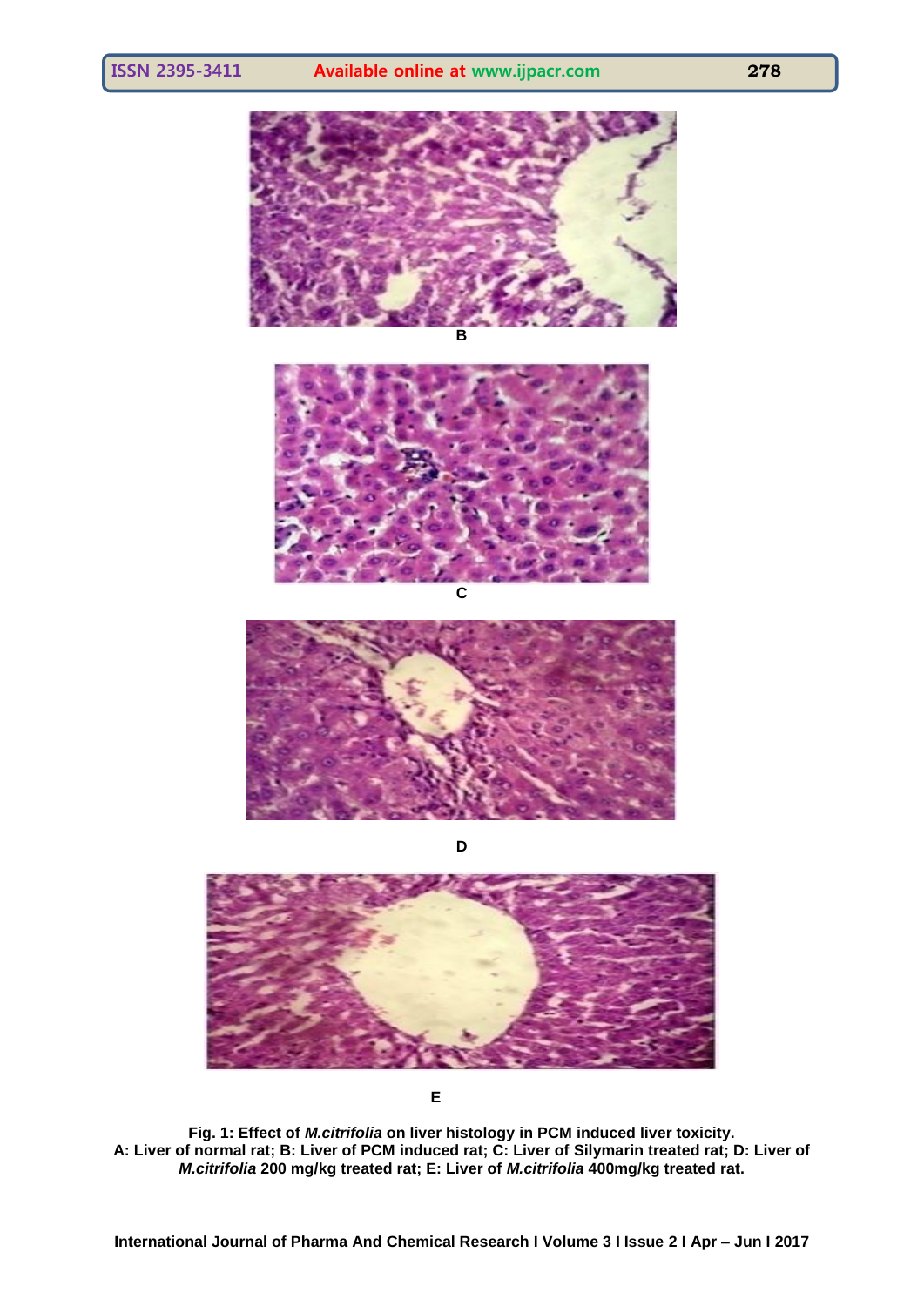B

C

D

E

**Fig. 1: Effect of *M.citrifolia* on liver histology in PCM induced liver toxicity.**
**A: Liver of normal rat; B: Liver of PCM induced rat; C: Liver of Silymarin treated rat; D: Liver of *M.citrifolia* 200 mg/kg treated rat; E: Liver of *M.citrifolia* 400mg/kg treated rat.**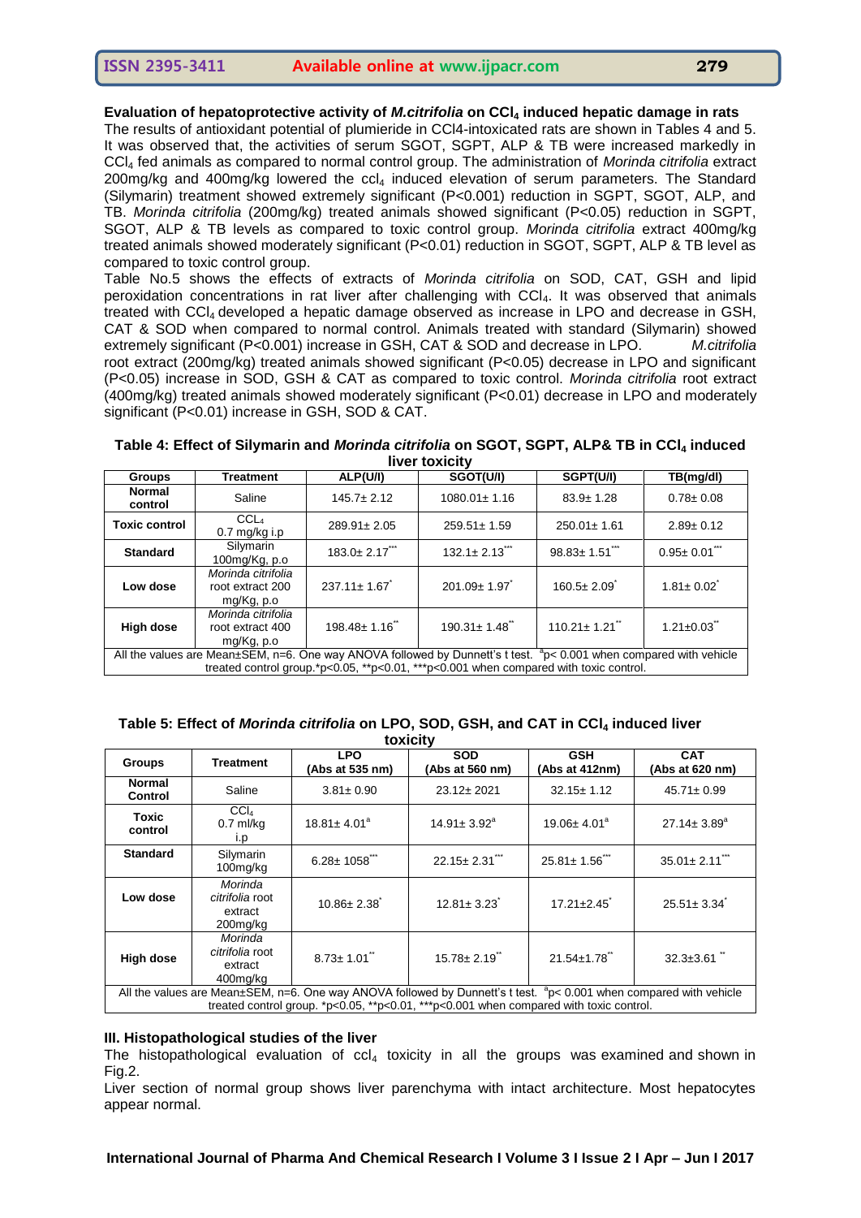**Evaluation of hepatoprotective activity of *M.citrifolia* on $CCl_4$ induced hepatic damage in rats**

The results of antioxidant potential of plumieride in CCl4-intoxicated rats are shown in Tables 4 and 5. It was observed that, the activities of serum SGOT, SGPT, ALP & TB were increased markedly in $CCl_4$ fed animals as compared to normal control group. The administration of *Morinda citrifolia* extract 200mg/kg and 400mg/kg lowered the $ccl_4$ induced elevation of serum parameters. The Standard (Silymarin) treatment showed extremely significant (P<0.001) reduction in SGPT, SGOT, ALP, and TB. *Morinda citrifolia* (200mg/kg) treated animals showed significant (P<0.05) reduction in SGPT, SGOT, ALP & TB levels as compared to toxic control group. *Morinda citrifolia* extract 400mg/kg treated animals showed moderately significant (P<0.01) reduction in SGOT, SGPT, ALP & TB level as compared to toxic control group.

Table No.5 shows the effects of extracts of *Morinda citrifolia* on SOD, CAT, GSH and lipid peroxidation concentrations in rat liver after challenging with $CCl_4$. It was observed that animals treated with $CCl_4$ developed a hepatic damage observed as increase in LPO and decrease in GSH, CAT & SOD when compared to normal control. Animals treated with standard (Silymarin) showed extremely significant (P<0.001) increase in GSH, CAT & SOD and decrease in LPO. *M.citrifolia* root extract (200mg/kg) treated animals showed significant (P<0.05) decrease in LPO and significant (P<0.05) increase in SOD, GSH & CAT as compared to toxic control. *Morinda citrifolia* root extract (400mg/kg) treated animals showed moderately significant (P<0.01) decrease in LPO and moderately significant (P<0.01) increase in GSH, SOD & CAT.

**Table 4: Effect of Silymarin and *Morinda citrifolia* on SGOT, SGPT, ALP& TB in $CCl_4$ induced liver toxicity**

| Groups | Treatment | ALP(U/l) | SGOT(U/l) | SGPT(U/l) | TB(mg/dl) |
|---|---|---|---|---|---|
| Normal control | Saline | 145.7± 2.12 | 1080.01± 1.16 | 83.9± 1.28 | 0.78± 0.08 |
| Toxic control | $CCL_4$ 0.7 mg/kg i.p | 289.91± 2.05 | 259.51± 1.59 | 250.01± 1.61 | 2.89± 0.12 |
| Standard | Silymarin 100mg/Kg, p.o | 183.0± 2.17*** | 132.1± 2.13*** | 98.83± 1.51*** | 0.95± 0.01*** |
| Low dose | *Morinda citrifolia* root extract 200 mg/Kg, p.o | 237.11± 1.67* | 201.09± 1.97* | 160.5± 2.09* | 1.81± 0.02* |
| High dose | *Morinda citrifolia* root extract 400 mg/Kg, p.o | 198.48± 1.16** | 190.31± 1.48** | 110.21± 1.21** | 1.21±0.03** |

All the values are Mean±SEM, n=6. One way ANOVA followed by Dunnett's t test. [a]p< 0.001 when compared with vehicle treated control group.*p<0.05, **p<0.01, ***p<0.001 when compared with toxic control.

**Table 5: Effect of *Morinda citrifolia* on LPO, SOD, GSH, and CAT in $CCl_4$ induced liver toxicity**

| Groups | Treatment | LPO (Abs at 535 nm) | SOD (Abs at 560 nm) | GSH (Abs at 412nm) | CAT (Abs at 620 nm) |
|---|---|---|---|---|---|
| Normal Control | Saline | 3.81± 0.90 | 23.12± 2021 | 32.15± 1.12 | 45.71± 0.99 |
| Toxic control | $CCl_4$ 0.7 ml/kg i.p | 18.81± 4.01[a] | 14.91± 3.92[a] | 19.06± 4.01[a] | 27.14± 3.89[a] |
| Standard | Silymarin 100mg/kg | 6.28± 1058*** | 22.15± 2.31*** | 25.81± 1.56*** | 35.01± 2.11*** |
| Low dose | *Morinda citrifolia* root extract 200mg/kg | 10.86± 2.38* | 12.81± 3.23* | 17.21±2.45* | 25.51± 3.34* |
| High dose | *Morinda citrifolia* root extract 400mg/kg | 8.73± 1.01** | 15.78± 2.19** | 21.54±1.78** | 32.3±3.61 ** |

All the values are Mean±SEM, n=6. One way ANOVA followed by Dunnett's t test. [a]p< 0.001 when compared with vehicle treated control group. *p<0.05, **p<0.01, ***p<0.001 when compared with toxic control.

### III. Histopathological studies of the liver

The histopathological evaluation of $ccl_4$ toxicity in all the groups was examined and shown in Fig.2.

Liver section of normal group shows liver parenchyma with intact architecture. Most hepatocytes appear normal.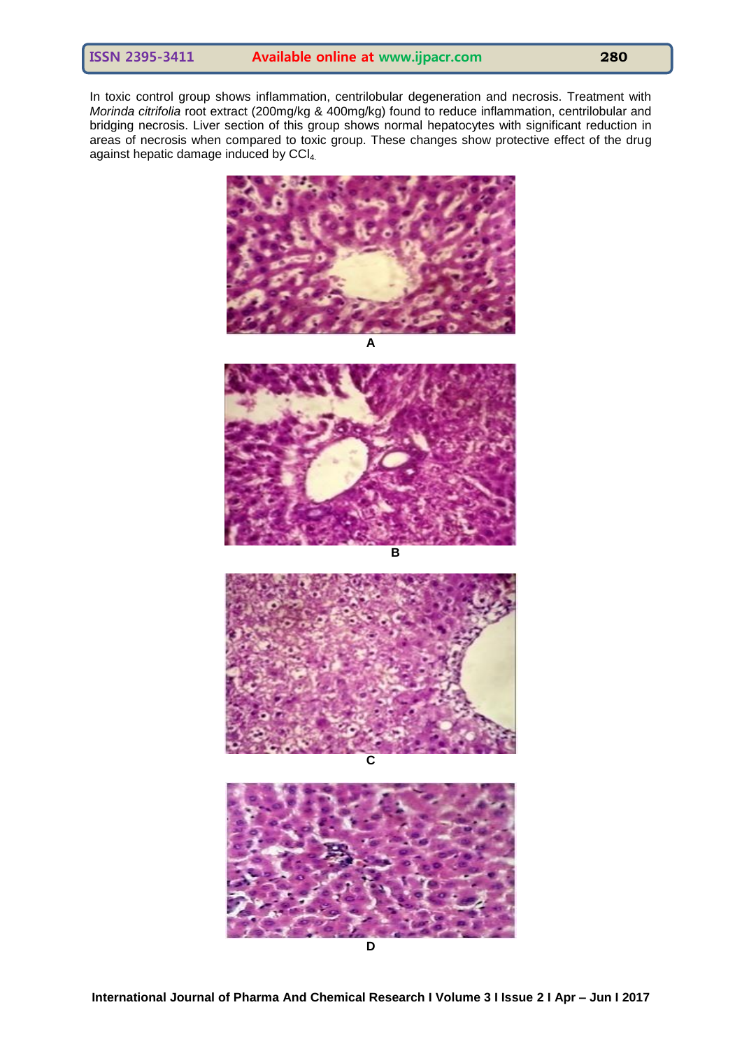In toxic control group shows inflammation, centrilobular degeneration and necrosis. Treatment with *Morinda citrifolia* root extract (200mg/kg & 400mg/kg) found to reduce inflammation, centrilobular and bridging necrosis. Liver section of this group shows normal hepatocytes with significant reduction in areas of necrosis when compared to toxic group. These changes show protective effect of the drug against hepatic damage induced by $CCl_4$.

A

B

C

D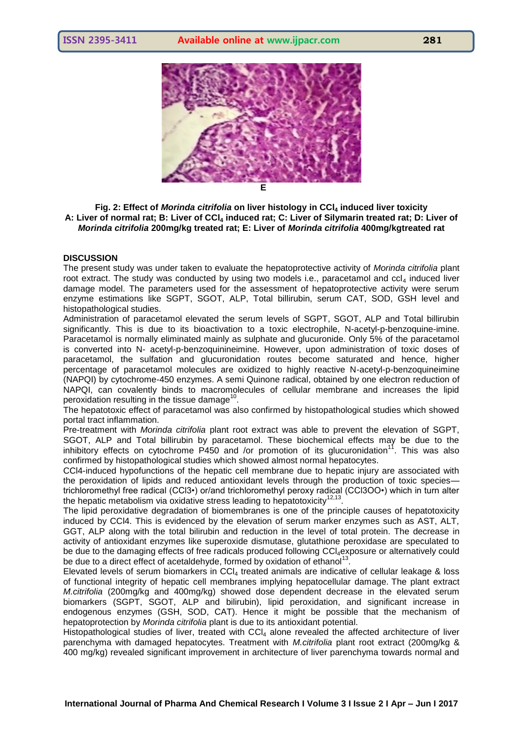E

**Fig. 2: Effect of *Morinda citrifolia* on liver histology in $CCl_4$ induced liver toxicity**
**A: Liver of normal rat; B: Liver of $CCl_4$ induced rat; C: Liver of Silymarin treated rat; D: Liver of *Morinda citrifolia* 200mg/kg treated rat; E: Liver of *Morinda citrifolia* 400mg/kgtreated rat**

## DISCUSSION

The present study was under taken to evaluate the hepatoprotective activity of *Morinda citrifolia* plant root extract. The study was conducted by using two models i.e., paracetamol and $ccl_4$ induced liver damage model. The parameters used for the assessment of hepatoprotective activity were serum enzyme estimations like SGPT, SGOT, ALP, Total billirubin, serum CAT, SOD, GSH level and histopathological studies.

Administration of paracetamol elevated the serum levels of SGPT, SGOT, ALP and Total billirubin significantly. This is due to its bioactivation to a toxic electrophile, N-acetyl-p-benzoquine-imine. Paracetamol is normally eliminated mainly as sulphate and glucuronide. Only 5% of the paracetamol is converted into N- acetyl-p-benzoquinineimine. However, upon administration of toxic doses of paracetamol, the sulfation and glucuronidation routes become saturated and hence, higher percentage of paracetamol molecules are oxidized to highly reactive N-acetyl-p-benzoquineimine (NAPQI) by cytochrome-450 enzymes. A semi Quinone radical, obtained by one electron reduction of NAPQI, can covalently binds to macromolecules of cellular membrane and increases the lipid peroxidation resulting in the tissue damage[10].

The hepatotoxic effect of paracetamol was also confirmed by histopathological studies which showed portal tract inflammation.

Pre-treatment with *Morinda citrifolia* plant root extract was able to prevent the elevation of SGPT, SGOT, ALP and Total billirubin by paracetamol. These biochemical effects may be due to the inhibitory effects on cytochrome P450 and /or promotion of its glucuronidation[11]. This was also confirmed by histopathological studies which showed almost normal hepatocytes.

CCl4-induced hypofunctions of the hepatic cell membrane due to hepatic injury are associated with the peroxidation of lipids and reduced antioxidant levels through the production of toxic species—trichloromethyl free radical (CCl3•) or/and trichloromethyl peroxy radical (CCl3OO•) which in turn alter the hepatic metabolism via oxidative stress leading to hepatotoxicity[12,13].

The lipid peroxidative degradation of biomembranes is one of the principle causes of hepatotoxicity induced by CCl4. This is evidenced by the elevation of serum marker enzymes such as AST, ALT, GGT, ALP along with the total bilirubin and reduction in the level of total protein. The decrease in activity of antioxidant enzymes like superoxide dismutase, glutathione peroxidase are speculated to be due to the damaging effects of free radicals produced following $CCl_4$exposure or alternatively could be due to a direct effect of acetaldehyde, formed by oxidation of ethanol[13].

Elevated levels of serum biomarkers in $CCl_4$ treated animals are indicative of cellular leakage & loss of functional integrity of hepatic cell membranes implying hepatocellular damage. The plant extract *M.citrifolia* (200mg/kg and 400mg/kg) showed dose dependent decrease in the elevated serum biomarkers (SGPT, SGOT, ALP and bilirubin), lipid peroxidation, and significant increase in endogenous enzymes (GSH, SOD, CAT). Hence it might be possible that the mechanism of hepatoprotection by *Morinda citrifolia* plant is due to its antioxidant potential.

Histopathological studies of liver, treated with $CCl_4$ alone revealed the affected architecture of liver parenchyma with damaged hepatocytes. Treatment with *M.citrifolia* plant root extract (200mg/kg & 400 mg/kg) revealed significant improvement in architecture of liver parenchyma towards normal and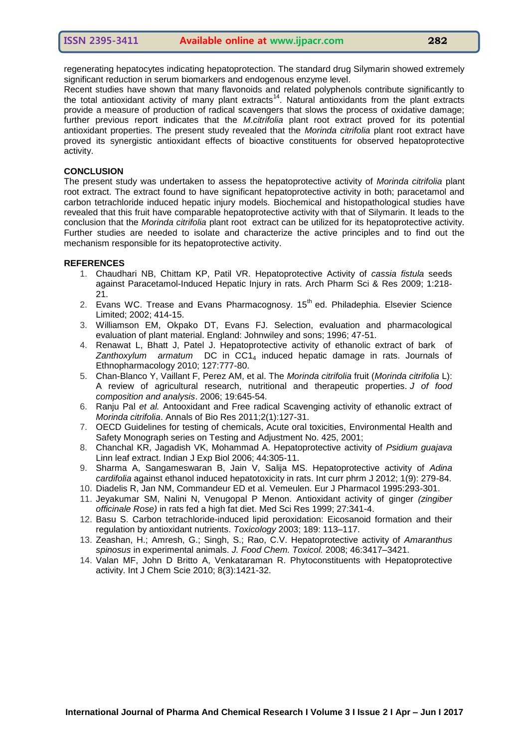regenerating hepatocytes indicating hepatoprotection. The standard drug Silymarin showed extremely significant reduction in serum biomarkers and endogenous enzyme level.

Recent studies have shown that many flavonoids and related polyphenols contribute significantly to the total antioxidant activity of many plant extracts[14]. Natural antioxidants from the plant extracts provide a measure of production of radical scavengers that slows the process of oxidative damage; further previous report indicates that the *M.citrifolia* plant root extract proved for its potential antioxidant properties. The present study revealed that the *Morinda citrifolia* plant root extract have proved its synergistic antioxidant effects of bioactive constituents for observed hepatoprotective activity.

## CONCLUSION

The present study was undertaken to assess the hepatoprotective activity of *Morinda citrifolia* plant root extract. The extract found to have significant hepatoprotective activity in both; paracetamol and carbon tetrachloride induced hepatic injury models. Biochemical and histopathological studies have revealed that this fruit have comparable hepatoprotective activity with that of Silymarin. It leads to the conclusion that the *Morinda citrifolia* plant root extract can be utilized for its hepatoprotective activity. Further studies are needed to isolate and characterize the active principles and to find out the mechanism responsible for its hepatoprotective activity.

## REFERENCES

1. Chaudhari NB, Chittam KP, Patil VR. Hepatoprotective Activity of *cassia fistula* seeds against Paracetamol-Induced Hepatic Injury in rats. Arch Pharm Sci & Res 2009; 1:218-21.
2. Evans WC. Trease and Evans Pharmacognosy. 15th ed. Philadephia. Elsevier Science Limited; 2002; 414-15.
3. Williamson EM, Okpako DT, Evans FJ. Selection, evaluation and pharmacological evaluation of plant material. England: Johnwiley and sons; 1996; 47-51.
4. Renawat L, Bhatt J, Patel J. Hepatoprotective activity of ethanolic extract of bark of *Zanthoxylum armatum* DC in $CC1_4$ induced hepatic damage in rats. Journals of Ethnopharmacology 2010; 127:777-80.
5. Chan-Blanco Y, Vaillant F, Perez AM, et al. The *Morinda citrifolia* fruit (*Morinda citrifolia* L): A review of agricultural research, nutritional and therapeutic properties. *J of food composition and analysis*. 2006; 19:645-54.
6. Ranju Pal *et al.* Antooxidant and Free radical Scavenging activity of ethanolic extract of *Morinda citrifolia*. Annals of Bio Res 2011;2(1):127-31.
7. OECD Guidelines for testing of chemicals, Acute oral toxicities, Environmental Health and Safety Monograph series on Testing and Adjustment No. 425, 2001;
8. Chanchal KR, Jagadish VK, Mohammad A. Hepatoprotective activity of *Psidium guajava* Linn leaf extract. Indian J Exp Biol 2006; 44:305-11.
9. Sharma A, Sangameswaran B, Jain V, Salija MS. Hepatoprotective activity of *Adina cardifolia* against ethanol induced hepatotoxicity in rats. Int curr phrm J 2012; 1(9): 279-84.
10. Diadelis R, Jan NM, Commandeur ED et al. Vemeulen. Eur J Pharmacol 1995:293-301.
11. Jeyakumar SM, Nalini N, Venugopal P Menon. Antioxidant activity of ginger *(zingiber officinale Rose)* in rats fed a high fat diet. Med Sci Res 1999; 27:341-4.
12. Basu S. Carbon tetrachloride-induced lipid peroxidation: Eicosanoid formation and their regulation by antioxidant nutrients. *Toxicology* 2003; 189: 113–117.
13. Zeashan, H.; Amresh, G.; Singh, S.; Rao, C.V. Hepatoprotective activity of *Amaranthus spinosus* in experimental animals. *J. Food Chem. Toxicol.* 2008; 46:3417–3421.
14. Valan MF, John D Britto A, Venkataraman R. Phytoconstituents with Hepatoprotective activity. Int J Chem Scie 2010; 8(3):1421-32.